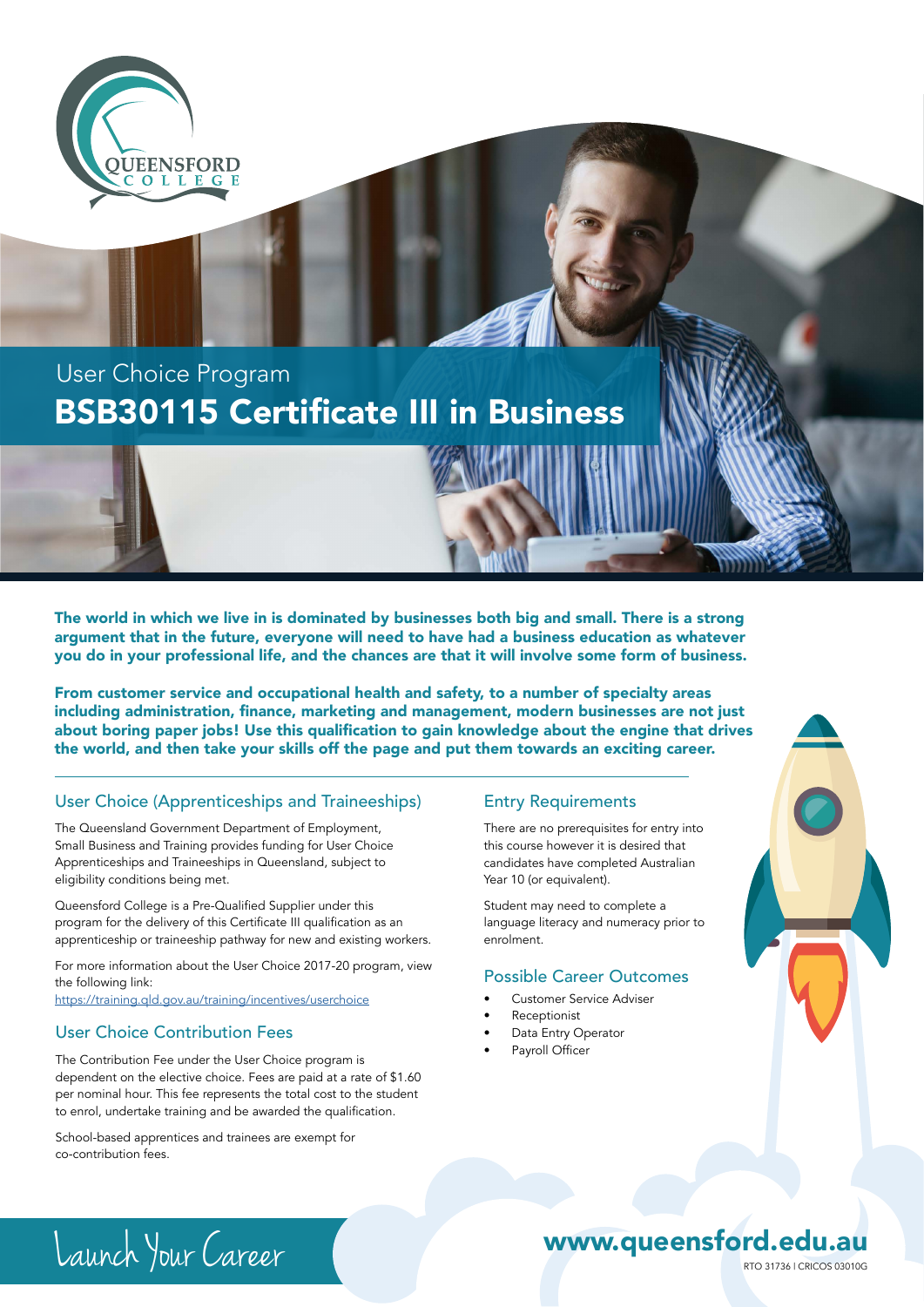QUEENSFORD COLLEGE

User Choice Program

# BSB30115 Certificate III in Business

**The world in which we live in is dominated by businesses both big and small. There is a strong argument that in the future, everyone will need to have had a business education as whatever you do in your professional life, and the chances are that it will involve some form of business.**

**From customer service and occupational health and safety, to a number of specialty areas including administration, finance, marketing and management, modern businesses are not just about boring paper jobs! Use this qualification to gain knowledge about the engine that drives the world, and then take your skills off the page and put them towards an exciting career.**

## User Choice (Apprenticeships and Traineeships)

The Queensland Government Department of Employment, Small Business and Training provides funding for User Choice Apprenticeships and Traineeships in Queensland, subject to eligibility conditions being met.

Queensford College is a Pre-Qualified Supplier under this program for the delivery of this Certificate III qualification as an apprenticeship or traineeship pathway for new and existing workers.

For more information about the User Choice 2017-20 program, view the following link:
https://training.qld.gov.au/training/incentives/userchoice

## User Choice Contribution Fees

The Contribution Fee under the User Choice program is dependent on the elective choice. Fees are paid at a rate of $1.60 per nominal hour. This fee represents the total cost to the student to enrol, undertake training and be awarded the qualification.

School-based apprentices and trainees are exempt for co-contribution fees.

## Entry Requirements

There are no prerequisites for entry into this course however it is desired that candidates have completed Australian Year 10 (or equivalent).

Student may need to complete a language literacy and numeracy prior to enrolment.

## Possible Career Outcomes

- Customer Service Adviser
- Receptionist
- Data Entry Operator
- Payroll Officer

Launch Your Career

**www.queensford.edu.au**

RTO 31736 | CRICOS 03010G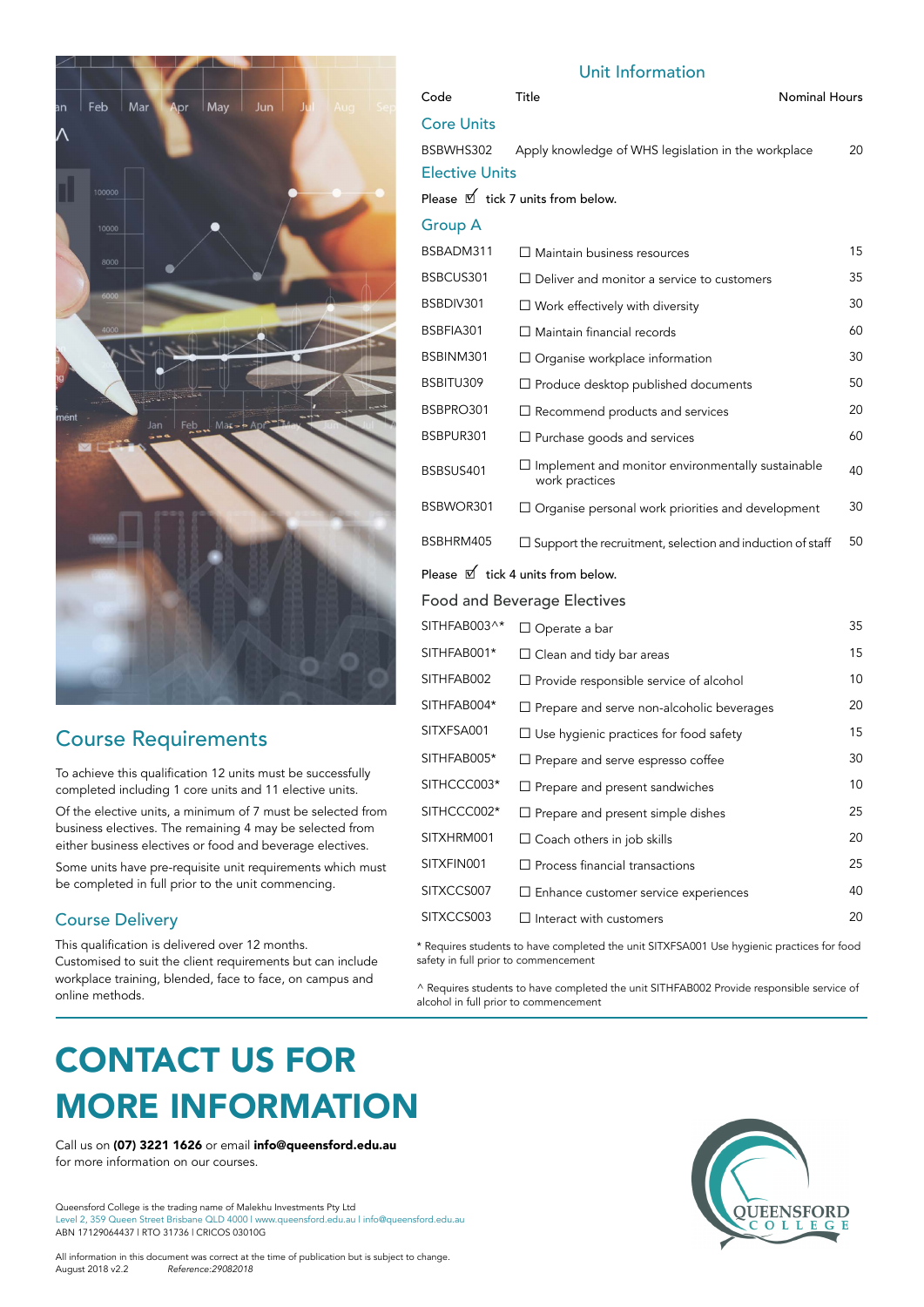## Course Requirements

To achieve this qualification 12 units must be successfully completed including 1 core units and 11 elective units.

Of the elective units, a minimum of 7 must be selected from business electives. The remaining 4 may be selected from either business electives or food and beverage electives.

Some units have pre-requisite unit requirements which must be completed in full prior to the unit commencing.

### Course Delivery

This qualification is delivered over 12 months.
Customised to suit the client requirements but can include workplace training, blended, face to face, on campus and online methods.

## Unit Information

| Code | Title | Nominal Hours |
|---|---|---|
| **Core Units** | | |
| BSBWHS302 | Apply knowledge of WHS legislation in the workplace | 20 |
| **Elective Units** | | |
| Please ☑ tick 7 units from below. | | |
| **Group A** | | |
| BSBADM311 | ☐ Maintain business resources | 15 |
| BSBCUS301 | ☐ Deliver and monitor a service to customers | 35 |
| BSBDIV301 | ☐ Work effectively with diversity | 30 |
| BSBFIA301 | ☐ Maintain financial records | 60 |
| BSBINM301 | ☐ Organise workplace information | 30 |
| BSBITU309 | ☐ Produce desktop published documents | 50 |
| BSBPRO301 | ☐ Recommend products and services | 20 |
| BSBPUR301 | ☐ Purchase goods and services | 60 |
| BSBSUS401 | ☐ Implement and monitor environmentally sustainable work practices | 40 |
| BSBWOR301 | ☐ Organise personal work priorities and development | 30 |
| BSBHRM405 | ☐ Support the recruitment, selection and induction of staff | 50 |
| Please ☑ tick 4 units from below. | | |
| **Food and Beverage Electives** | | |
| SITHFAB003^* | ☐ Operate a bar | 35 |
| SITHFAB001* | ☐ Clean and tidy bar areas | 15 |
| SITHFAB002 | ☐ Provide responsible service of alcohol | 10 |
| SITHFAB004* | ☐ Prepare and serve non-alcoholic beverages | 20 |
| SITXFSA001 | ☐ Use hygienic practices for food safety | 15 |
| SITHFAB005* | ☐ Prepare and serve espresso coffee | 30 |
| SITHCCC003* | ☐ Prepare and present sandwiches | 10 |
| SITHCCC002* | ☐ Prepare and present simple dishes | 25 |
| SITXHRM001 | ☐ Coach others in job skills | 20 |
| SITXFIN001 | ☐ Process financial transactions | 25 |
| SITXCCS007 | ☐ Enhance customer service experiences | 40 |
| SITXCCS003 | ☐ Interact with customers | 20 |

* Requires students to have completed the unit SITXFSA001 Use hygienic practices for food safety in full prior to commencement

^ Requires students to have completed the unit SITHFAB002 Provide responsible service of alcohol in full prior to commencement

# CONTACT US FOR MORE INFORMATION

Call us on **(07) 3221 1626** or email **info@queensford.edu.au** for more information on our courses.

Queensford College is the trading name of Malekhu Investments Pty Ltd
Level 2, 359 Queen Street Brisbane QLD 4000 I www.queensford.edu.au I info@queensford.edu.au
ABN 17129064437 I RTO 31736 I CRICOS 03010G

All information in this document was correct at the time of publication but is subject to change.
August 2018 v2.2 *Reference:29082018*

QUEENSFORD COLLEGE